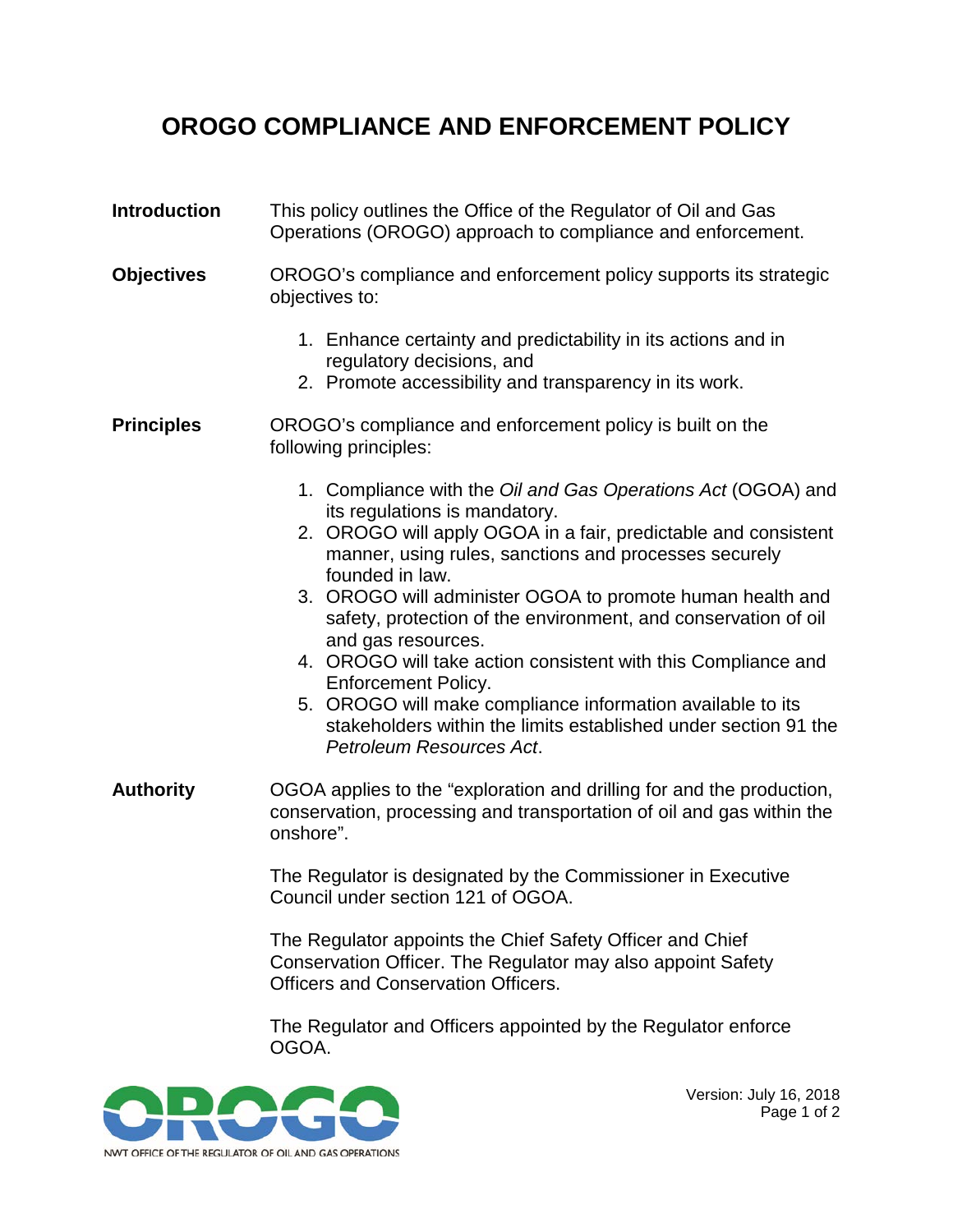# OROGO COMPLIANCE AND ENFORCEMENT POLICY

**Introduction**

This policy outlines the Office of the Regulator of Oil and Gas Operations (OROGO) approach to compliance and enforcement.

**Objectives**

OROGO's compliance and enforcement policy supports its strategic objectives to:

1. Enhance certainty and predictability in its actions and in regulatory decisions, and
2. Promote accessibility and transparency in its work.

**Principles**

OROGO's compliance and enforcement policy is built on the following principles:

1. Compliance with the *Oil and Gas Operations Act* (OGOA) and its regulations is mandatory.
2. OROGO will apply OGOA in a fair, predictable and consistent manner, using rules, sanctions and processes securely founded in law.
3. OROGO will administer OGOA to promote human health and safety, protection of the environment, and conservation of oil and gas resources.
4. OROGO will take action consistent with this Compliance and Enforcement Policy.
5. OROGO will make compliance information available to its stakeholders within the limits established under section 91 the *Petroleum Resources Act*.

**Authority**

OGOA applies to the "exploration and drilling for and the production, conservation, processing and transportation of oil and gas within the onshore".

The Regulator is designated by the Commissioner in Executive Council under section 121 of OGOA.

The Regulator appoints the Chief Safety Officer and Chief Conservation Officer. The Regulator may also appoint Safety Officers and Conservation Officers.

The Regulator and Officers appointed by the Regulator enforce OGOA.

Version: July 16, 2018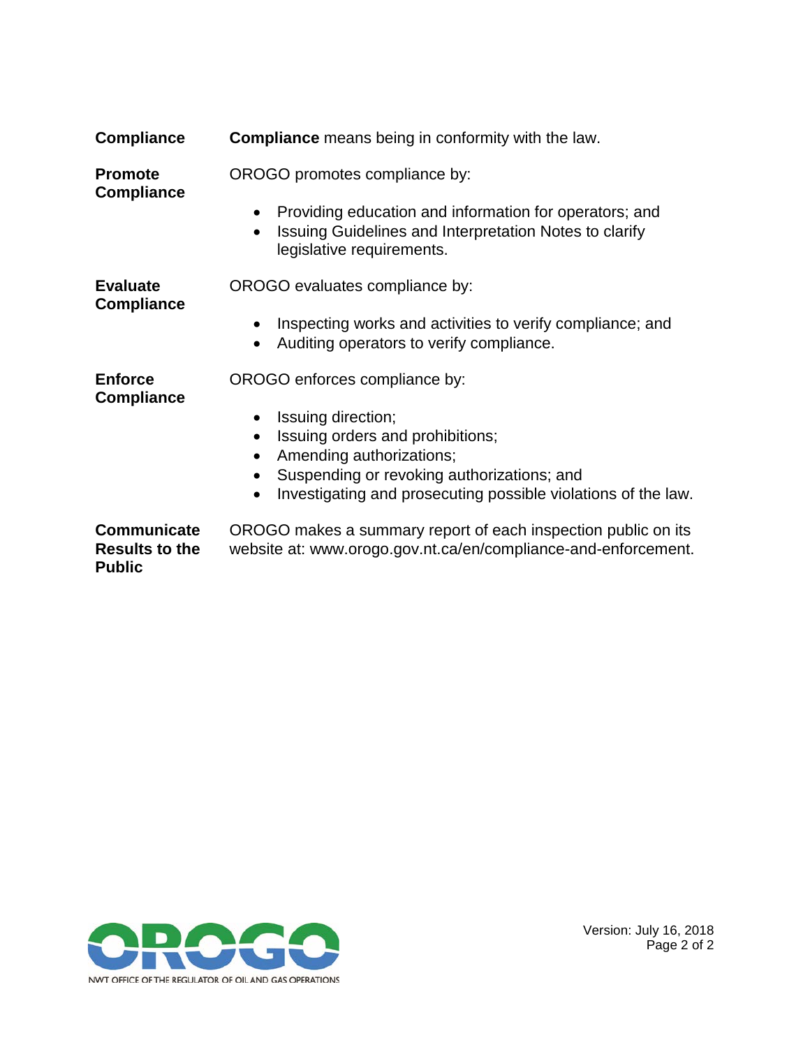**Compliance**

**Compliance** means being in conformity with the law.

**Promote Compliance**

OROGO promotes compliance by:

- Providing education and information for operators; and
- Issuing Guidelines and Interpretation Notes to clarify legislative requirements.

**Evaluate Compliance**

OROGO evaluates compliance by:

- Inspecting works and activities to verify compliance; and
- Auditing operators to verify compliance.

**Enforce Compliance**

OROGO enforces compliance by:

- Issuing direction;
- Issuing orders and prohibitions;
- Amending authorizations;
- Suspending or revoking authorizations; and
- Investigating and prosecuting possible violations of the law.

**Communicate Results to the Public**

OROGO makes a summary report of each inspection public on its website at: www.orogo.gov.nt.ca/en/compliance-and-enforcement.

OROGO

NWT OFFICE OF THE REGULATOR OF OIL AND GAS OPERATIONS

Version: July 16, 2018